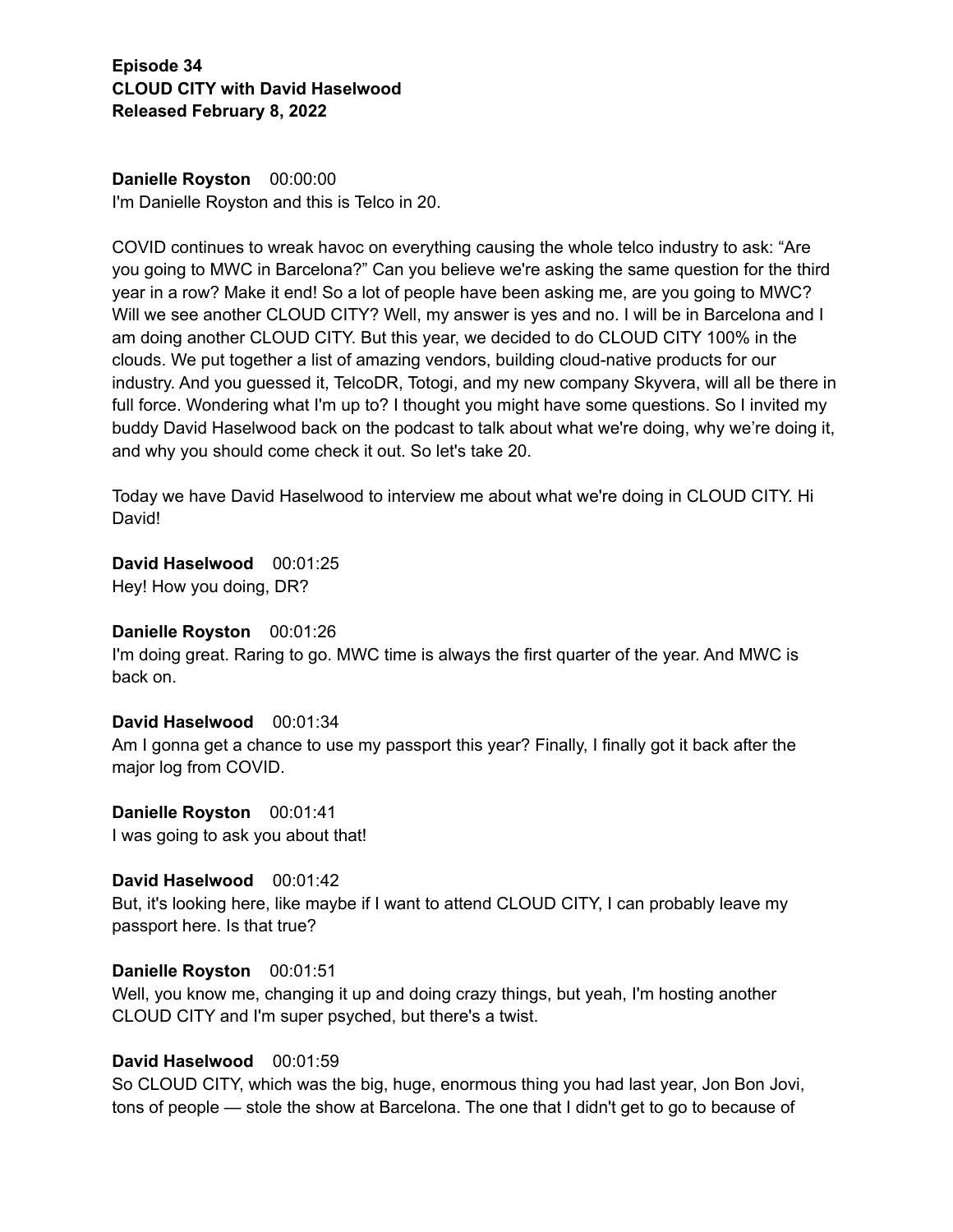**Episode 34**
**CLOUD CITY with David Haselwood**
**Released February 8, 2022**

**Danielle Royston** 00:00:00
I'm Danielle Royston and this is Telco in 20.

COVID continues to wreak havoc on everything causing the whole telco industry to ask: "Are you going to MWC in Barcelona?" Can you believe we're asking the same question for the third year in a row? Make it end! So a lot of people have been asking me, are you going to MWC? Will we see another CLOUD CITY? Well, my answer is yes and no. I will be in Barcelona and I am doing another CLOUD CITY. But this year, we decided to do CLOUD CITY 100% in the clouds. We put together a list of amazing vendors, building cloud-native products for our industry. And you guessed it, TelcoDR, Totogi, and my new company Skyvera, will all be there in full force. Wondering what I'm up to? I thought you might have some questions. So I invited my buddy David Haselwood back on the podcast to talk about what we're doing, why we're doing it, and why you should come check it out. So let's take 20.

Today we have David Haselwood to interview me about what we're doing in CLOUD CITY. Hi David!

**David Haselwood** 00:01:25
Hey! How you doing, DR?

**Danielle Royston** 00:01:26
I'm doing great. Raring to go. MWC time is always the first quarter of the year. And MWC is back on.

**David Haselwood** 00:01:34
Am I gonna get a chance to use my passport this year? Finally, I finally got it back after the major log from COVID.

**Danielle Royston** 00:01:41
I was going to ask you about that!

**David Haselwood** 00:01:42
But, it's looking here, like maybe if I want to attend CLOUD CITY, I can probably leave my passport here. Is that true?

**Danielle Royston** 00:01:51
Well, you know me, changing it up and doing crazy things, but yeah, I'm hosting another CLOUD CITY and I'm super psyched, but there's a twist.

**David Haselwood** 00:01:59
So CLOUD CITY, which was the big, huge, enormous thing you had last year, Jon Bon Jovi, tons of people — stole the show at Barcelona. The one that I didn't get to go to because of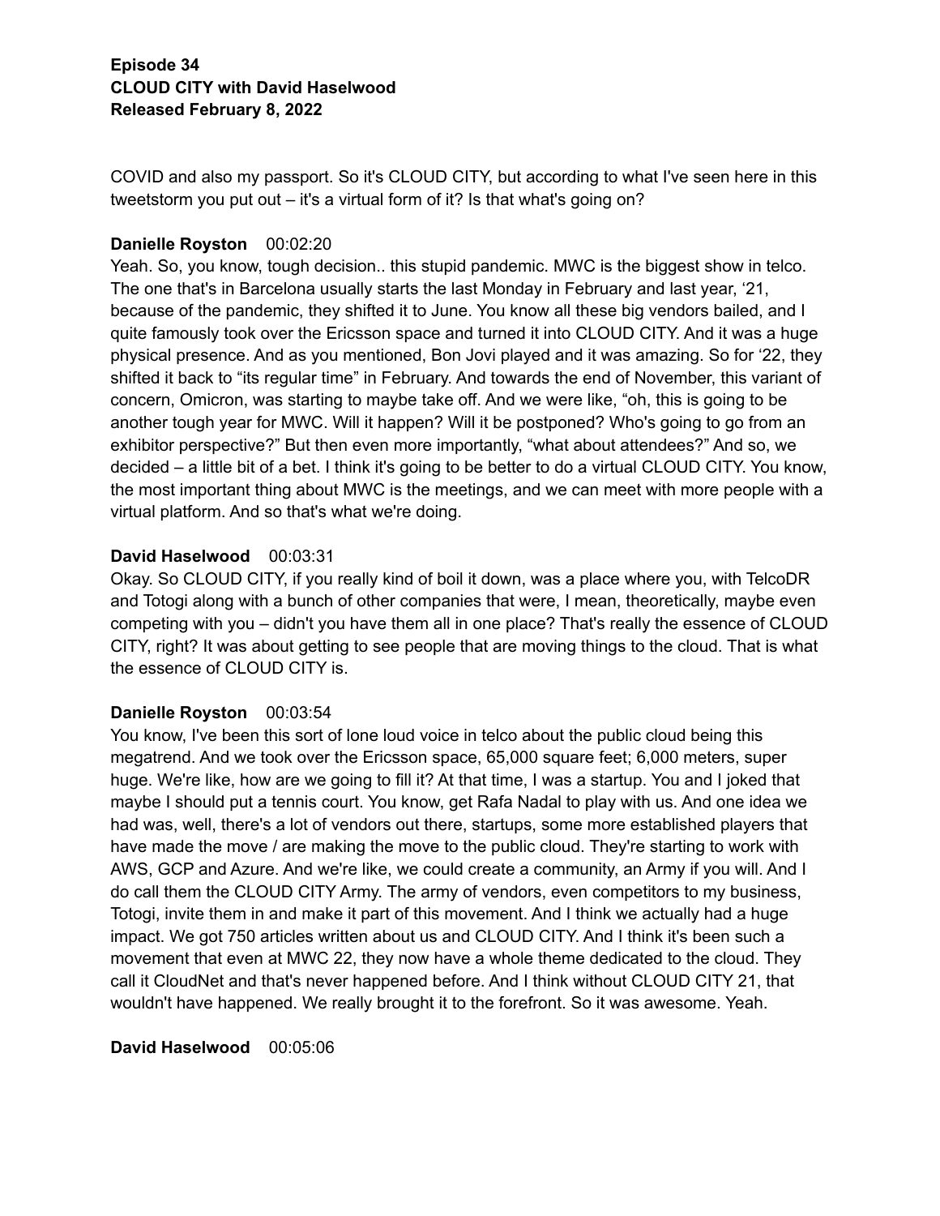**Episode 34**
**CLOUD CITY with David Haselwood**
**Released February 8, 2022**

COVID and also my passport. So it's CLOUD CITY, but according to what I've seen here in this tweetstorm you put out – it's a virtual form of it? Is that what's going on?

**Danielle Royston** 00:02:20
Yeah. So, you know, tough decision.. this stupid pandemic. MWC is the biggest show in telco. The one that's in Barcelona usually starts the last Monday in February and last year, '21, because of the pandemic, they shifted it to June. You know all these big vendors bailed, and I quite famously took over the Ericsson space and turned it into CLOUD CITY. And it was a huge physical presence. And as you mentioned, Bon Jovi played and it was amazing. So for '22, they shifted it back to "its regular time" in February. And towards the end of November, this variant of concern, Omicron, was starting to maybe take off. And we were like, "oh, this is going to be another tough year for MWC. Will it happen? Will it be postponed? Who's going to go from an exhibitor perspective?" But then even more importantly, "what about attendees?" And so, we decided – a little bit of a bet. I think it's going to be better to do a virtual CLOUD CITY. You know, the most important thing about MWC is the meetings, and we can meet with more people with a virtual platform. And so that's what we're doing.

**David Haselwood** 00:03:31
Okay. So CLOUD CITY, if you really kind of boil it down, was a place where you, with TelcoDR and Totogi along with a bunch of other companies that were, I mean, theoretically, maybe even competing with you – didn't you have them all in one place? That's really the essence of CLOUD CITY, right? It was about getting to see people that are moving things to the cloud. That is what the essence of CLOUD CITY is.

**Danielle Royston** 00:03:54
You know, I've been this sort of lone loud voice in telco about the public cloud being this megatrend. And we took over the Ericsson space, 65,000 square feet; 6,000 meters, super huge. We're like, how are we going to fill it? At that time, I was a startup. You and I joked that maybe I should put a tennis court. You know, get Rafa Nadal to play with us. And one idea we had was, well, there's a lot of vendors out there, startups, some more established players that have made the move / are making the move to the public cloud. They're starting to work with AWS, GCP and Azure. And we're like, we could create a community, an Army if you will. And I do call them the CLOUD CITY Army. The army of vendors, even competitors to my business, Totogi, invite them in and make it part of this movement. And I think we actually had a huge impact. We got 750 articles written about us and CLOUD CITY. And I think it's been such a movement that even at MWC 22, they now have a whole theme dedicated to the cloud. They call it CloudNet and that's never happened before. And I think without CLOUD CITY 21, that wouldn't have happened. We really brought it to the forefront. So it was awesome. Yeah.

**David Haselwood** 00:05:06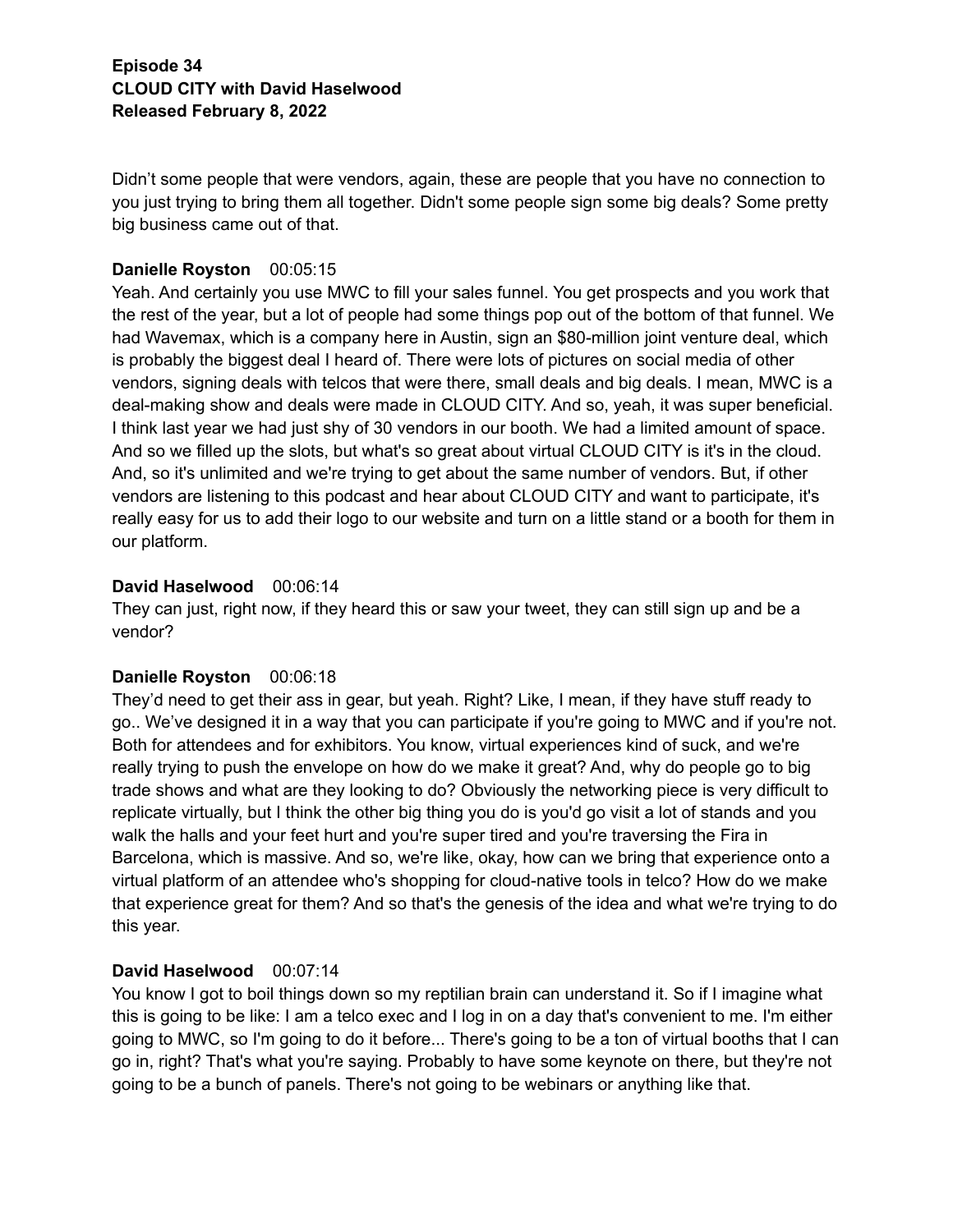**Episode 34**
**CLOUD CITY with David Haselwood**
**Released February 8, 2022**

Didn't some people that were vendors, again, these are people that you have no connection to you just trying to bring them all together. Didn't some people sign some big deals? Some pretty big business came out of that.

**Danielle Royston** 00:05:15
Yeah. And certainly you use MWC to fill your sales funnel. You get prospects and you work that the rest of the year, but a lot of people had some things pop out of the bottom of that funnel. We had Wavemax, which is a company here in Austin, sign an $80-million joint venture deal, which is probably the biggest deal I heard of. There were lots of pictures on social media of other vendors, signing deals with telcos that were there, small deals and big deals. I mean, MWC is a deal-making show and deals were made in CLOUD CITY. And so, yeah, it was super beneficial. I think last year we had just shy of 30 vendors in our booth. We had a limited amount of space. And so we filled up the slots, but what's so great about virtual CLOUD CITY is it's in the cloud. And, so it's unlimited and we're trying to get about the same number of vendors. But, if other vendors are listening to this podcast and hear about CLOUD CITY and want to participate, it's really easy for us to add their logo to our website and turn on a little stand or a booth for them in our platform.

**David Haselwood** 00:06:14
They can just, right now, if they heard this or saw your tweet, they can still sign up and be a vendor?

**Danielle Royston** 00:06:18
They'd need to get their ass in gear, but yeah. Right? Like, I mean, if they have stuff ready to go.. We've designed it in a way that you can participate if you're going to MWC and if you're not. Both for attendees and for exhibitors. You know, virtual experiences kind of suck, and we're really trying to push the envelope on how do we make it great? And, why do people go to big trade shows and what are they looking to do? Obviously the networking piece is very difficult to replicate virtually, but I think the other big thing you do is you'd go visit a lot of stands and you walk the halls and your feet hurt and you're super tired and you're traversing the Fira in Barcelona, which is massive. And so, we're like, okay, how can we bring that experience onto a virtual platform of an attendee who's shopping for cloud-native tools in telco? How do we make that experience great for them? And so that's the genesis of the idea and what we're trying to do this year.

**David Haselwood** 00:07:14
You know I got to boil things down so my reptilian brain can understand it. So if I imagine what this is going to be like: I am a telco exec and I log in on a day that's convenient to me. I'm either going to MWC, so I'm going to do it before... There's going to be a ton of virtual booths that I can go in, right? That's what you're saying. Probably to have some keynote on there, but they're not going to be a bunch of panels. There's not going to be webinars or anything like that.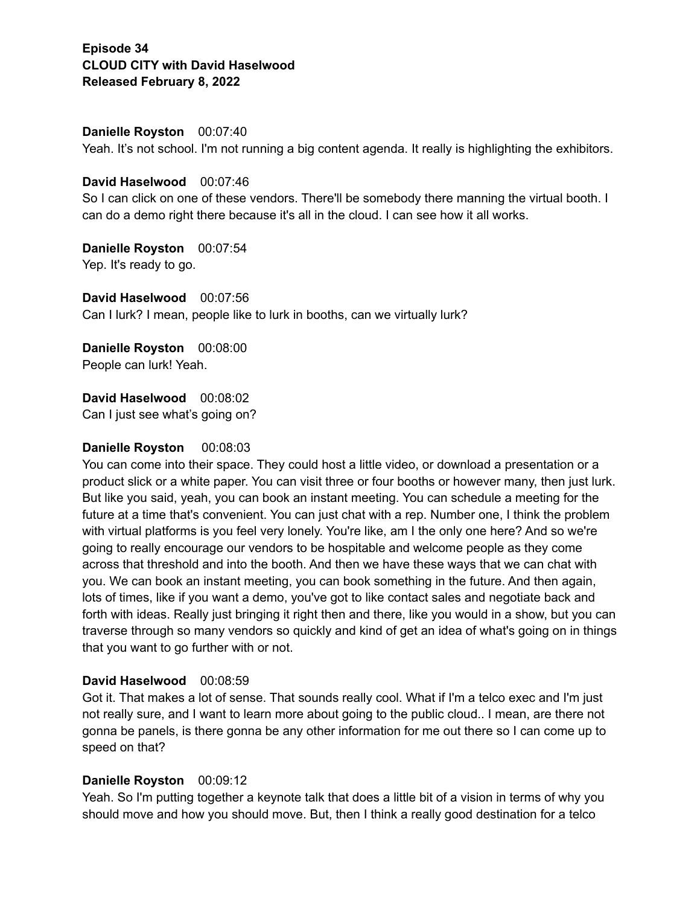**Episode 34**
**CLOUD CITY with David Haselwood**
**Released February 8, 2022**

**Danielle Royston** 00:07:40
Yeah. It's not school. I'm not running a big content agenda. It really is highlighting the exhibitors.

**David Haselwood** 00:07:46
So I can click on one of these vendors. There'll be somebody there manning the virtual booth. I can do a demo right there because it's all in the cloud. I can see how it all works.

**Danielle Royston** 00:07:54
Yep. It's ready to go.

**David Haselwood** 00:07:56
Can I lurk? I mean, people like to lurk in booths, can we virtually lurk?

**Danielle Royston** 00:08:00
People can lurk! Yeah.

**David Haselwood** 00:08:02
Can I just see what's going on?

**Danielle Royston** 00:08:03
You can come into their space. They could host a little video, or download a presentation or a product slick or a white paper. You can visit three or four booths or however many, then just lurk. But like you said, yeah, you can book an instant meeting. You can schedule a meeting for the future at a time that's convenient. You can just chat with a rep. Number one, I think the problem with virtual platforms is you feel very lonely. You're like, am I the only one here? And so we're going to really encourage our vendors to be hospitable and welcome people as they come across that threshold and into the booth. And then we have these ways that we can chat with you. We can book an instant meeting, you can book something in the future. And then again, lots of times, like if you want a demo, you've got to like contact sales and negotiate back and forth with ideas. Really just bringing it right then and there, like you would in a show, but you can traverse through so many vendors so quickly and kind of get an idea of what's going on in things that you want to go further with or not.

**David Haselwood** 00:08:59
Got it. That makes a lot of sense. That sounds really cool. What if I'm a telco exec and I'm just not really sure, and I want to learn more about going to the public cloud.. I mean, are there not gonna be panels, is there gonna be any other information for me out there so I can come up to speed on that?

**Danielle Royston** 00:09:12
Yeah. So I'm putting together a keynote talk that does a little bit of a vision in terms of why you should move and how you should move. But, then I think a really good destination for a telco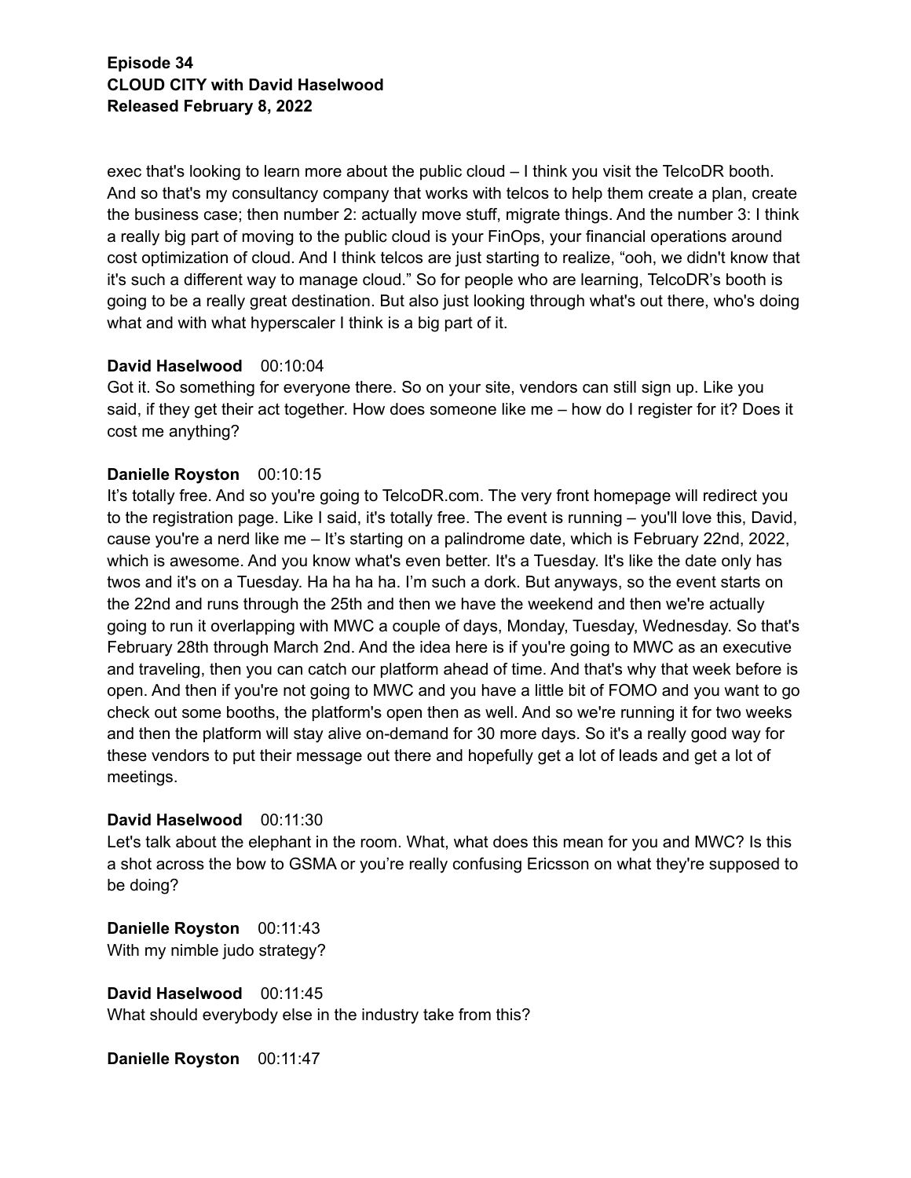exec that's looking to learn more about the public cloud – I think you visit the TelcoDR booth. And so that's my consultancy company that works with telcos to help them create a plan, create the business case; then number 2: actually move stuff, migrate things. And the number 3: I think a really big part of moving to the public cloud is your FinOps, your financial operations around cost optimization of cloud. And I think telcos are just starting to realize, "ooh, we didn't know that it's such a different way to manage cloud." So for people who are learning, TelcoDR's booth is going to be a really great destination. But also just looking through what's out there, who's doing what and with what hyperscaler I think is a big part of it.

**David Haselwood** 00:10:04
Got it. So something for everyone there. So on your site, vendors can still sign up. Like you said, if they get their act together. How does someone like me – how do I register for it? Does it cost me anything?

**Danielle Royston** 00:10:15
It's totally free. And so you're going to TelcoDR.com. The very front homepage will redirect you to the registration page. Like I said, it's totally free. The event is running – you'll love this, David, cause you're a nerd like me – It's starting on a palindrome date, which is February 22nd, 2022, which is awesome. And you know what's even better. It's a Tuesday. It's like the date only has twos and it's on a Tuesday. Ha ha ha ha. I'm such a dork. But anyways, so the event starts on the 22nd and runs through the 25th and then we have the weekend and then we're actually going to run it overlapping with MWC a couple of days, Monday, Tuesday, Wednesday. So that's February 28th through March 2nd. And the idea here is if you're going to MWC as an executive and traveling, then you can catch our platform ahead of time. And that's why that week before is open. And then if you're not going to MWC and you have a little bit of FOMO and you want to go check out some booths, the platform's open then as well. And so we're running it for two weeks and then the platform will stay alive on-demand for 30 more days. So it's a really good way for these vendors to put their message out there and hopefully get a lot of leads and get a lot of meetings.

**David Haselwood** 00:11:30
Let's talk about the elephant in the room. What, what does this mean for you and MWC? Is this a shot across the bow to GSMA or you're really confusing Ericsson on what they're supposed to be doing?

**Danielle Royston** 00:11:43
With my nimble judo strategy?

**David Haselwood** 00:11:45
What should everybody else in the industry take from this?

**Danielle Royston** 00:11:47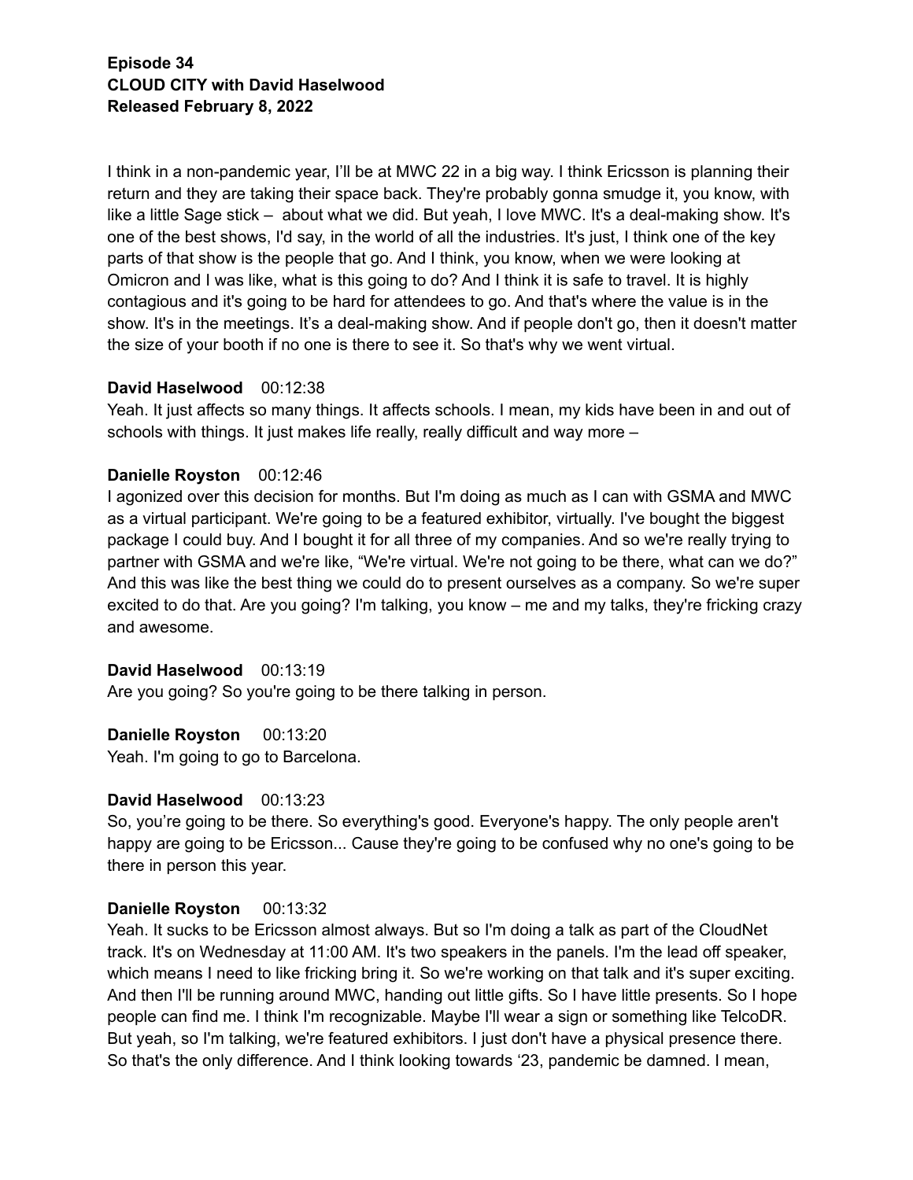**Episode 34**
**CLOUD CITY with David Haselwood**
**Released February 8, 2022**

I think in a non-pandemic year, I'll be at MWC 22 in a big way. I think Ericsson is planning their return and they are taking their space back. They're probably gonna smudge it, you know, with like a little Sage stick – about what we did. But yeah, I love MWC. It's a deal-making show. It's one of the best shows, I'd say, in the world of all the industries. It's just, I think one of the key parts of that show is the people that go. And I think, you know, when we were looking at Omicron and I was like, what is this going to do? And I think it is safe to travel. It is highly contagious and it's going to be hard for attendees to go. And that's where the value is in the show. It's in the meetings. It's a deal-making show. And if people don't go, then it doesn't matter the size of your booth if no one is there to see it. So that's why we went virtual.

**David Haselwood** 00:12:38
Yeah. It just affects so many things. It affects schools. I mean, my kids have been in and out of schools with things. It just makes life really, really difficult and way more –

**Danielle Royston** 00:12:46
I agonized over this decision for months. But I'm doing as much as I can with GSMA and MWC as a virtual participant. We're going to be a featured exhibitor, virtually. I've bought the biggest package I could buy. And I bought it for all three of my companies. And so we're really trying to partner with GSMA and we're like, "We're virtual. We're not going to be there, what can we do?" And this was like the best thing we could do to present ourselves as a company. So we're super excited to do that. Are you going? I'm talking, you know – me and my talks, they're fricking crazy and awesome.

**David Haselwood** 00:13:19
Are you going? So you're going to be there talking in person.

**Danielle Royston** 00:13:20
Yeah. I'm going to go to Barcelona.

**David Haselwood** 00:13:23
So, you're going to be there. So everything's good. Everyone's happy. The only people aren't happy are going to be Ericsson... Cause they're going to be confused why no one's going to be there in person this year.

**Danielle Royston** 00:13:32
Yeah. It sucks to be Ericsson almost always. But so I'm doing a talk as part of the CloudNet track. It's on Wednesday at 11:00 AM. It's two speakers in the panels. I'm the lead off speaker, which means I need to like fricking bring it. So we're working on that talk and it's super exciting. And then I'll be running around MWC, handing out little gifts. So I have little presents. So I hope people can find me. I think I'm recognizable. Maybe I'll wear a sign or something like TelcoDR. But yeah, so I'm talking, we're featured exhibitors. I just don't have a physical presence there. So that's the only difference. And I think looking towards '23, pandemic be damned. I mean,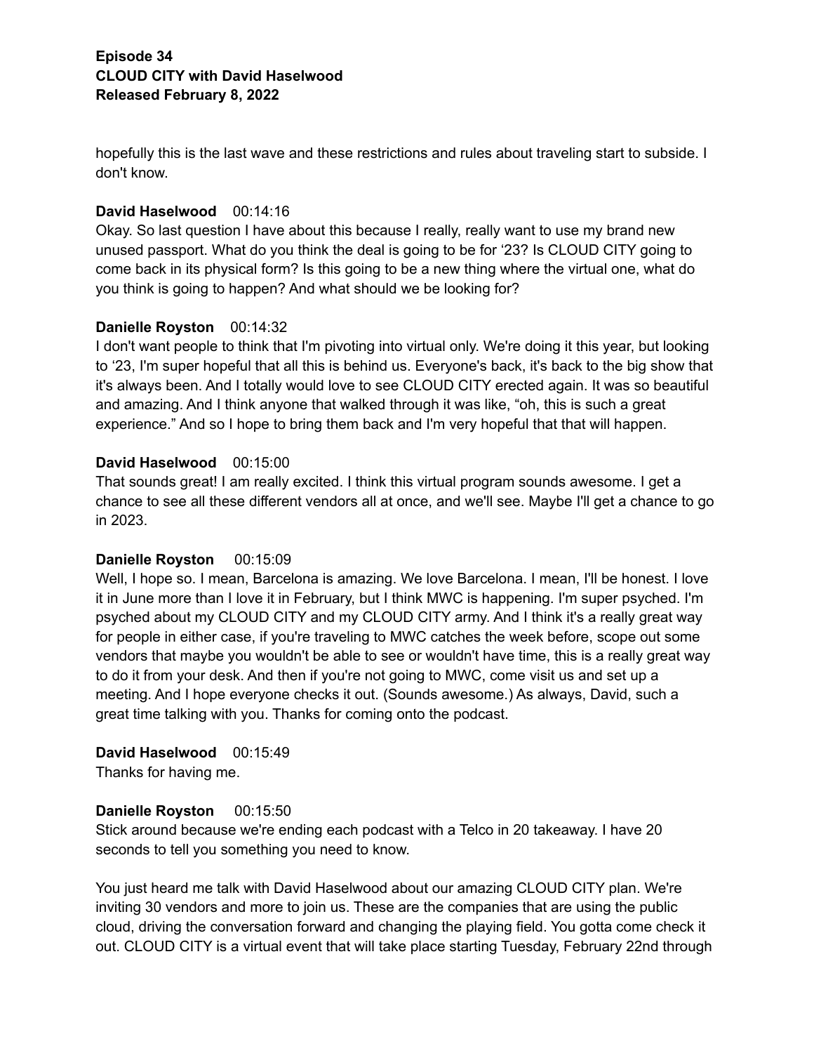hopefully this is the last wave and these restrictions and rules about traveling start to subside. I don't know.

**David Haselwood** 00:14:16
Okay. So last question I have about this because I really, really want to use my brand new unused passport. What do you think the deal is going to be for '23? Is CLOUD CITY going to come back in its physical form? Is this going to be a new thing where the virtual one, what do you think is going to happen? And what should we be looking for?

**Danielle Royston** 00:14:32
I don't want people to think that I'm pivoting into virtual only. We're doing it this year, but looking to '23, I'm super hopeful that all this is behind us. Everyone's back, it's back to the big show that it's always been. And I totally would love to see CLOUD CITY erected again. It was so beautiful and amazing. And I think anyone that walked through it was like, "oh, this is such a great experience." And so I hope to bring them back and I'm very hopeful that that will happen.

**David Haselwood** 00:15:00
That sounds great! I am really excited. I think this virtual program sounds awesome. I get a chance to see all these different vendors all at once, and we'll see. Maybe I'll get a chance to go in 2023.

**Danielle Royston** 00:15:09
Well, I hope so. I mean, Barcelona is amazing. We love Barcelona. I mean, I'll be honest. I love it in June more than I love it in February, but I think MWC is happening. I'm super psyched. I'm psyched about my CLOUD CITY and my CLOUD CITY army. And I think it's a really great way for people in either case, if you're traveling to MWC catches the week before, scope out some vendors that maybe you wouldn't be able to see or wouldn't have time, this is a really great way to do it from your desk. And then if you're not going to MWC, come visit us and set up a meeting. And I hope everyone checks it out. (Sounds awesome.) As always, David, such a great time talking with you. Thanks for coming onto the podcast.

**David Haselwood** 00:15:49
Thanks for having me.

**Danielle Royston** 00:15:50
Stick around because we're ending each podcast with a Telco in 20 takeaway. I have 20 seconds to tell you something you need to know.

You just heard me talk with David Haselwood about our amazing CLOUD CITY plan. We're inviting 30 vendors and more to join us. These are the companies that are using the public cloud, driving the conversation forward and changing the playing field. You gotta come check it out. CLOUD CITY is a virtual event that will take place starting Tuesday, February 22nd through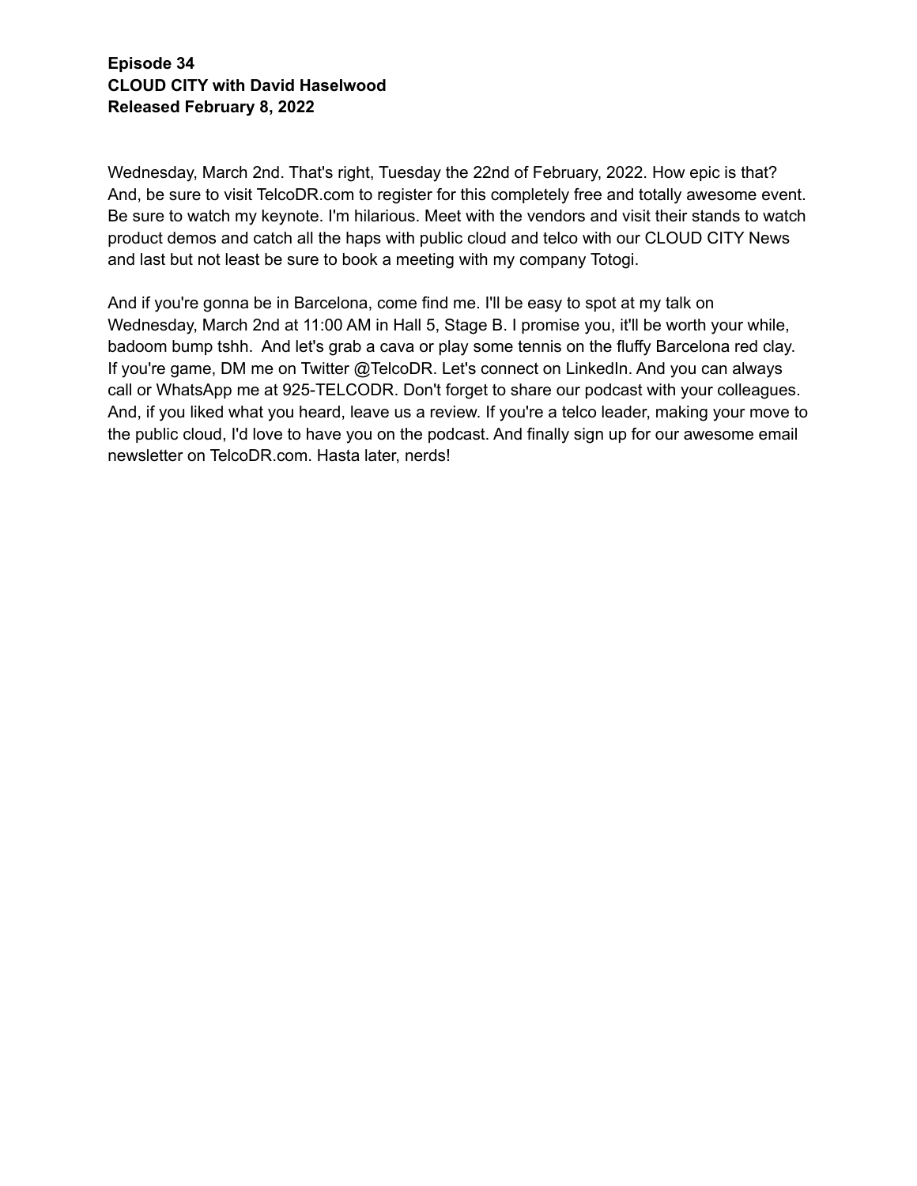**Episode 34**
**CLOUD CITY with David Haselwood**
**Released February 8, 2022**

Wednesday, March 2nd. That's right, Tuesday the 22nd of February, 2022. How epic is that? And, be sure to visit TelcoDR.com to register for this completely free and totally awesome event. Be sure to watch my keynote. I'm hilarious. Meet with the vendors and visit their stands to watch product demos and catch all the haps with public cloud and telco with our CLOUD CITY News and last but not least be sure to book a meeting with my company Totogi.

And if you're gonna be in Barcelona, come find me. I'll be easy to spot at my talk on Wednesday, March 2nd at 11:00 AM in Hall 5, Stage B. I promise you, it'll be worth your while, badoom bump tshh. And let's grab a cava or play some tennis on the fluffy Barcelona red clay. If you're game, DM me on Twitter @TelcoDR. Let's connect on LinkedIn. And you can always call or WhatsApp me at 925-TELCODR. Don't forget to share our podcast with your colleagues. And, if you liked what you heard, leave us a review. If you're a telco leader, making your move to the public cloud, I'd love to have you on the podcast. And finally sign up for our awesome email newsletter on TelcoDR.com. Hasta later, nerds!